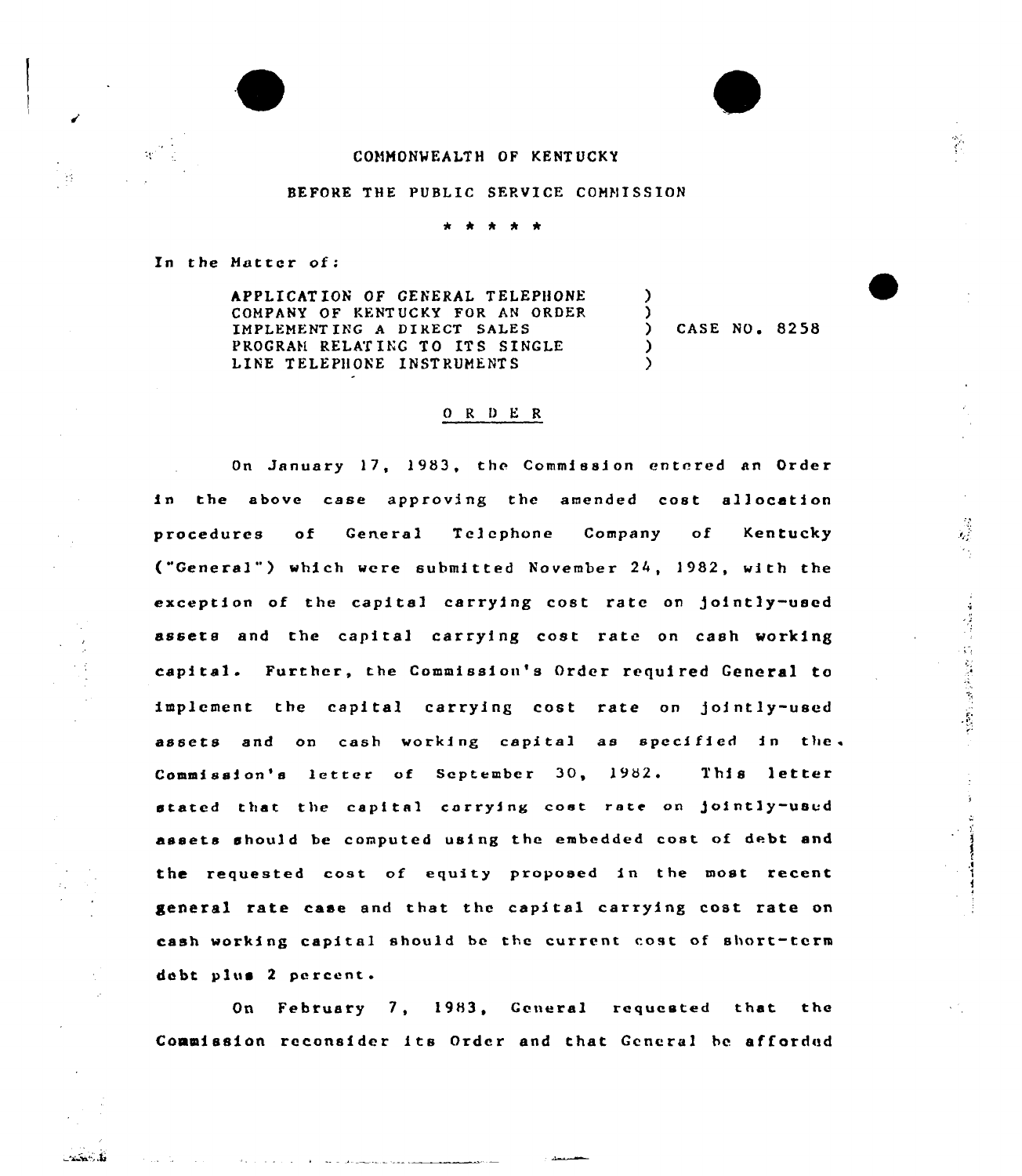COMMONWEALTH OF KENTUCKY

BEFORE THE PUBLIC SERVICE COMMISSION

\* \* \* \* \*

In the Matter of:

| | | |
|---|---|---|
| APPLICATION OF GENERAL TELEPHONE COMPANY OF KENTUCKY FOR AN ORDER IMPLEMENTING A DIRECT SALES PROGRAM RELATING TO ITS SINGLE LINE TELEPHONE INSTRUMENTS | ) ) ) ) ) | CASE NO. 8258 |

O R D E R

On January 17, 1983, the Commission entered an Order in the above case approving the amended cost allocation procedures of General Telephone Company of Kentucky ("General") which were submitted November 24, 1982, with the exception of the capital carrying cost rate on jointly-used assets and the capital carrying cost rate on cash working capital. Further, the Commission's Order required General to implement the capital carrying cost rate on jointly-used assets and on cash working capital as specified in the Commission's letter of September 30, 1982. This letter stated that the capital carrying cost rate on jointly-used assets should be computed using the embedded cost of debt and the requested cost of equity proposed in the most recent general rate case and that the capital carrying cost rate on cash working capital should be the current cost of short-term debt plus 2 percent.

On February 7, 1983, General requested that the Commission reconsider its Order and that General be afforded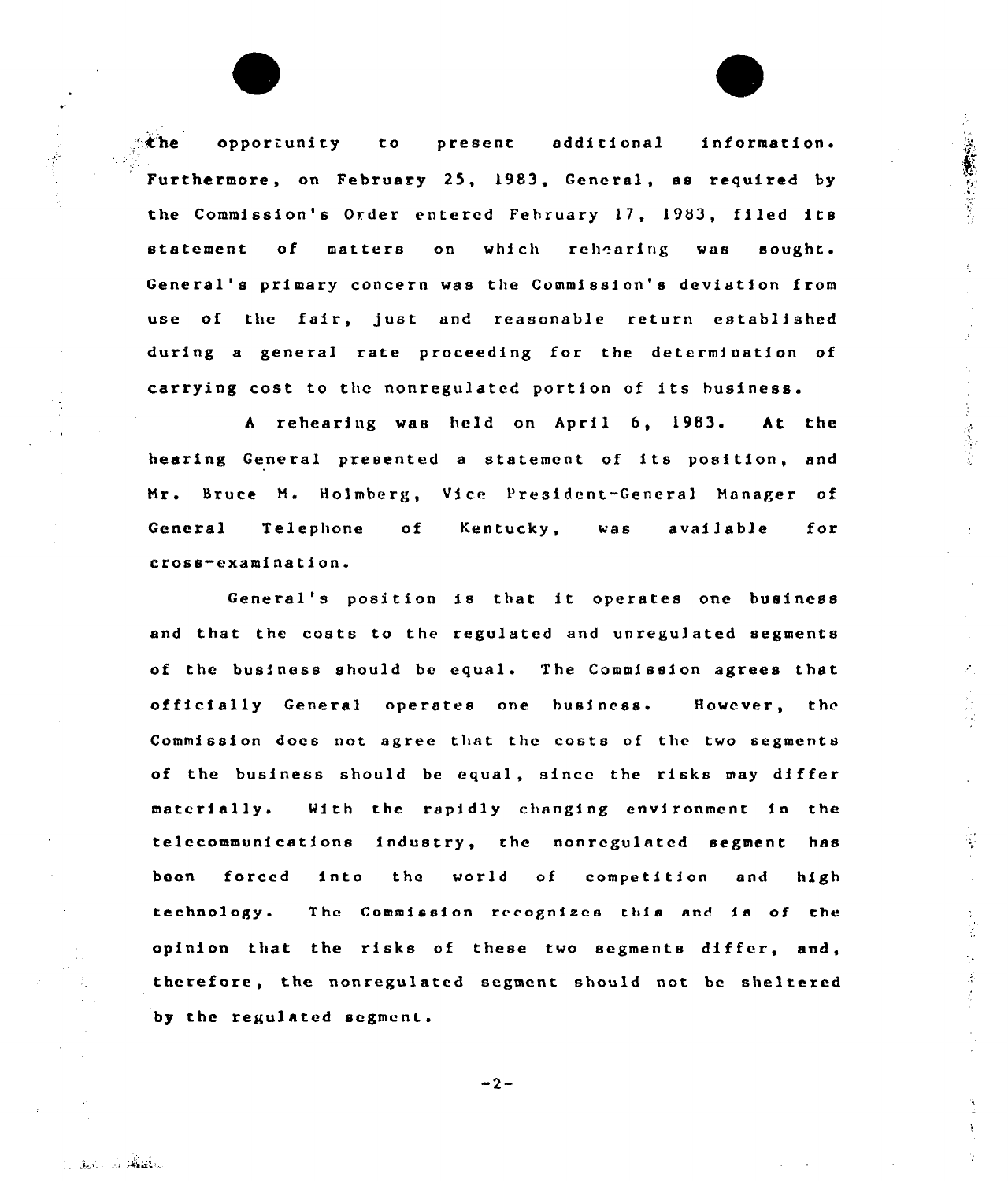the opportunity to present additional information. Furthermore, on February 25, 1983, General, as required by the Commission's Order entered February 17, 1983, filed its statement of matters on which rehearing was sought. General's primary concern was the Commission's deviation from use of the fair, just and reasonable return established during a general rate proceeding for the determination of carrying cost to the nonregulated portion of its business.

A rehearing was held on April 6, 1983. At the hearing General presented a statement of its position, and Mr. Bruce M. Holmberg, Vice President-General Manager of General Telephone of Kentucky, was available for cross-examination.

General's position is that it operates one business and that the costs to the regulated and unregulated segments of the business should be equal. The Commission agrees that officially General operates one business. However, the Commission does not agree that the costs of the two segments of the business should be equal, since the risks may differ materially. With the rapidly changing environment in the telecommunications industry, the nonregulated segment has been forced into the world of competition and high technology. The Commission recognizes this and is of the opinion that the risks of these two segments differ, and, therefore, the nonregulated segment should not be sheltered by the regulated segment.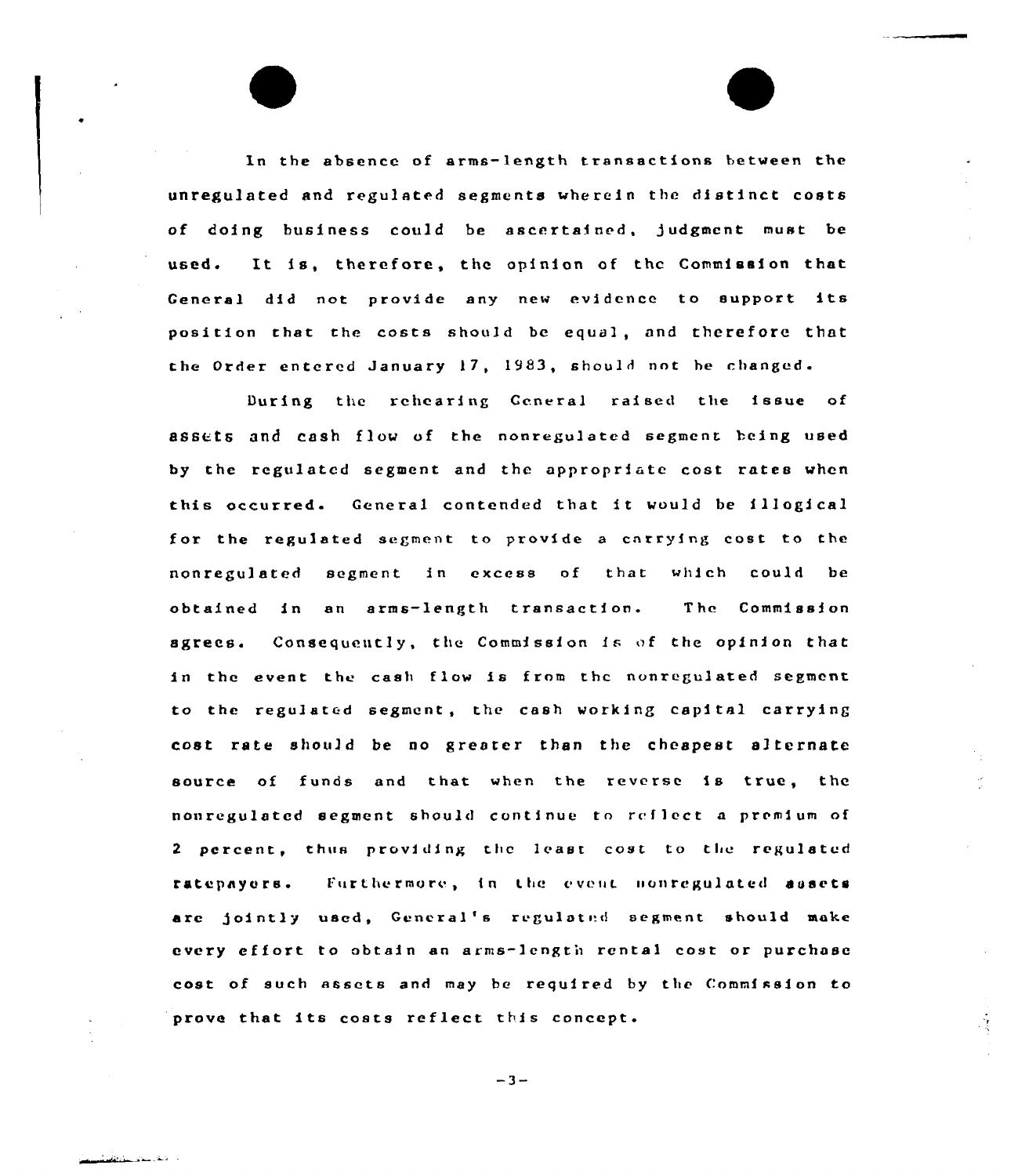In the absence of arms-length transactions between the unregulated and regulated segments wherein the distinct costs of doing business could be ascertained, judgment must be used. It is, therefore, the opinion of the Commission that General did not provide any new evidence to support its position that the costs should be equal, and therefore that the Order entered January 17, 1983, should not be changed.

During the rehearing General raised the issue of assets and cash flow of the nonregulated segment being used by the regulated segment and the appropriate cost rates when this occurred. General contended that it would be illogical for the regulated segment to provide a carrying cost to the nonregulated segment in excess of that which could be obtained in an arms-length transaction. The Commission agrees. Consequently, the Commission is of the opinion that in the event the cash flow is from the nonregulated segment to the regulated segment, the cash working capital carrying cost rate should be no greater than the cheapest alternate source of funds and that when the reverse is true, the nonregulated segment should continue to reflect a premium of 2 percent, thus providing the least cost to the regulated ratepayers. Furthermore, in the event nonregulated assets are jointly used, General's regulated segment should make every effort to obtain an arms-length rental cost or purchase cost of such assets and may be required by the Commission to prove that its costs reflect this concept.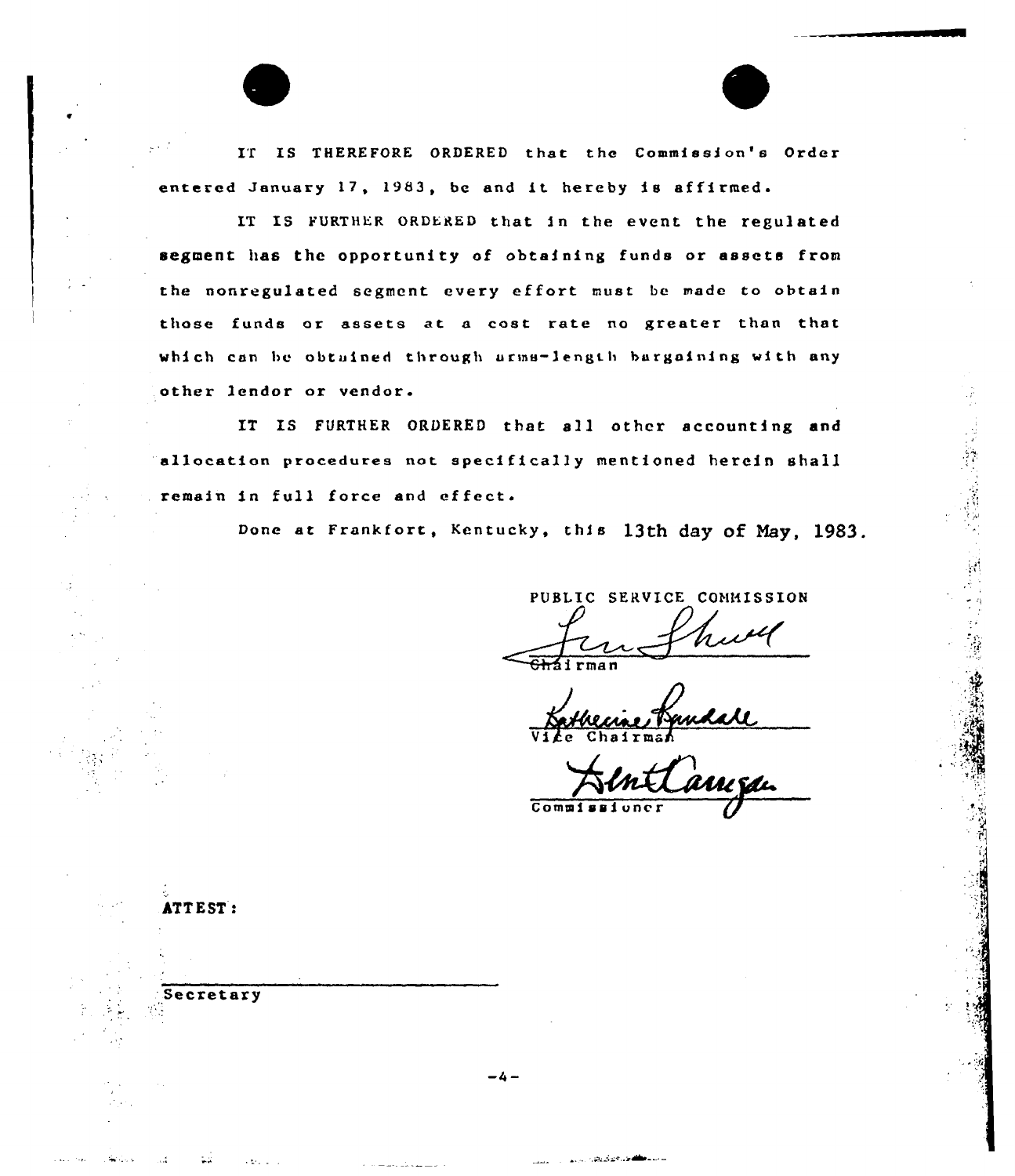IT IS THEREFORE ORDERED that the Commission's Order entered January 17, 1983, be and it hereby is affirmed.

IT IS FURTHER ORDERED that in the event the regulated segment has the opportunity of obtaining funds or assets from the nonregulated segment every effort must be made to obtain those funds or assets at a cost rate no greater than that which can be obtained through arms-length bargaining with any other lendor or vendor.

IT IS FURTHER ORDERED that all other accounting and allocation procedures not specifically mentioned herein shall remain in full force and effect.

Done at Frankfort, Kentucky, this 13th day of May, 1983.

PUBLIC SERVICE COMMISSION

Chairman

Vice Chairman

Commissioner

ATTEST:

Secretary